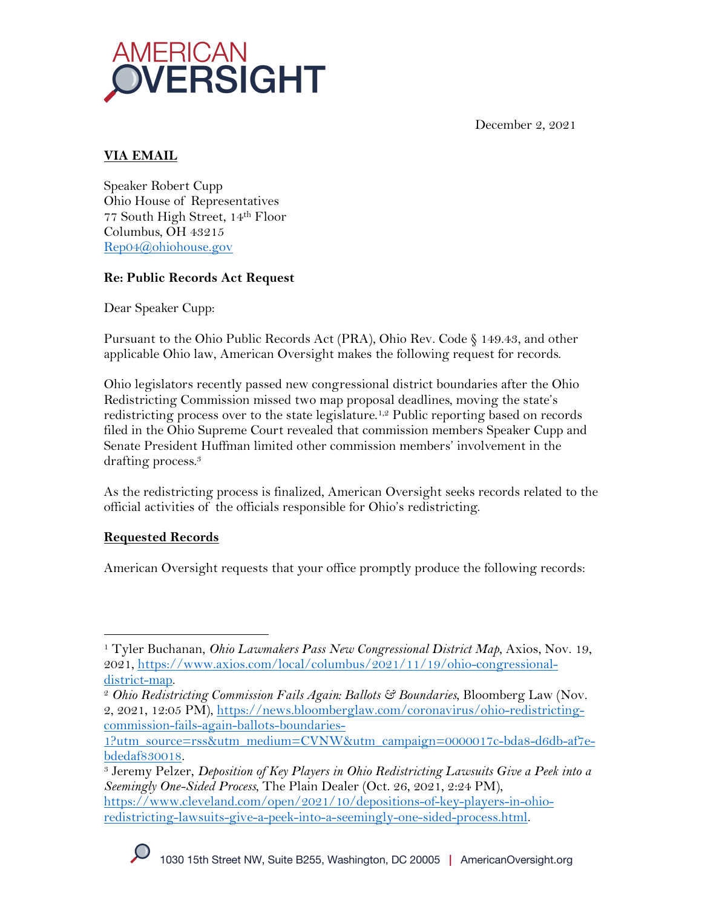December 2, 2021

**VIA EMAIL**

Speaker Robert Cupp
Ohio House of Representatives
77 South High Street, 14th Floor
Columbus, OH 43215
Rep04@ohiohouse.gov

**Re: Public Records Act Request**

Dear Speaker Cupp:

Pursuant to the Ohio Public Records Act (PRA), Ohio Rev. Code § 149.43, and other applicable Ohio law, American Oversight makes the following request for records.

Ohio legislators recently passed new congressional district boundaries after the Ohio Redistricting Commission missed two map proposal deadlines, moving the state's redistricting process over to the state legislature.[1,2] Public reporting based on records filed in the Ohio Supreme Court revealed that commission members Speaker Cupp and Senate President Huffman limited other commission members' involvement in the drafting process.[3]

As the redistricting process is finalized, American Oversight seeks records related to the official activities of the officials responsible for Ohio's redistricting.

**Requested Records**

American Oversight requests that your office promptly produce the following records:

---

[1] Tyler Buchanan, *Ohio Lawmakers Pass New Congressional District Map*, Axios, Nov. 19, 2021, https://www.axios.com/local/columbus/2021/11/19/ohio-congressional-district-map.

[2] *Ohio Redistricting Commission Fails Again: Ballots & Boundaries*, Bloomberg Law (Nov. 2, 2021, 12:05 PM), https://news.bloomberglaw.com/coronavirus/ohio-redistricting-commission-fails-again-ballots-boundaries-1?utm_source=rss&utm_medium=CVNW&utm_campaign=0000017c-bda8-d6db-af7e-bdedaf830018.

[3] Jeremy Pelzer, *Deposition of Key Players in Ohio Redistricting Lawsuits Give a Peek into a Seemingly One-Sided Process*, The Plain Dealer (Oct. 26, 2021, 2:24 PM), https://www.cleveland.com/open/2021/10/depositions-of-key-players-in-ohio-redistricting-lawsuits-give-a-peek-into-a-seemingly-one-sided-process.html.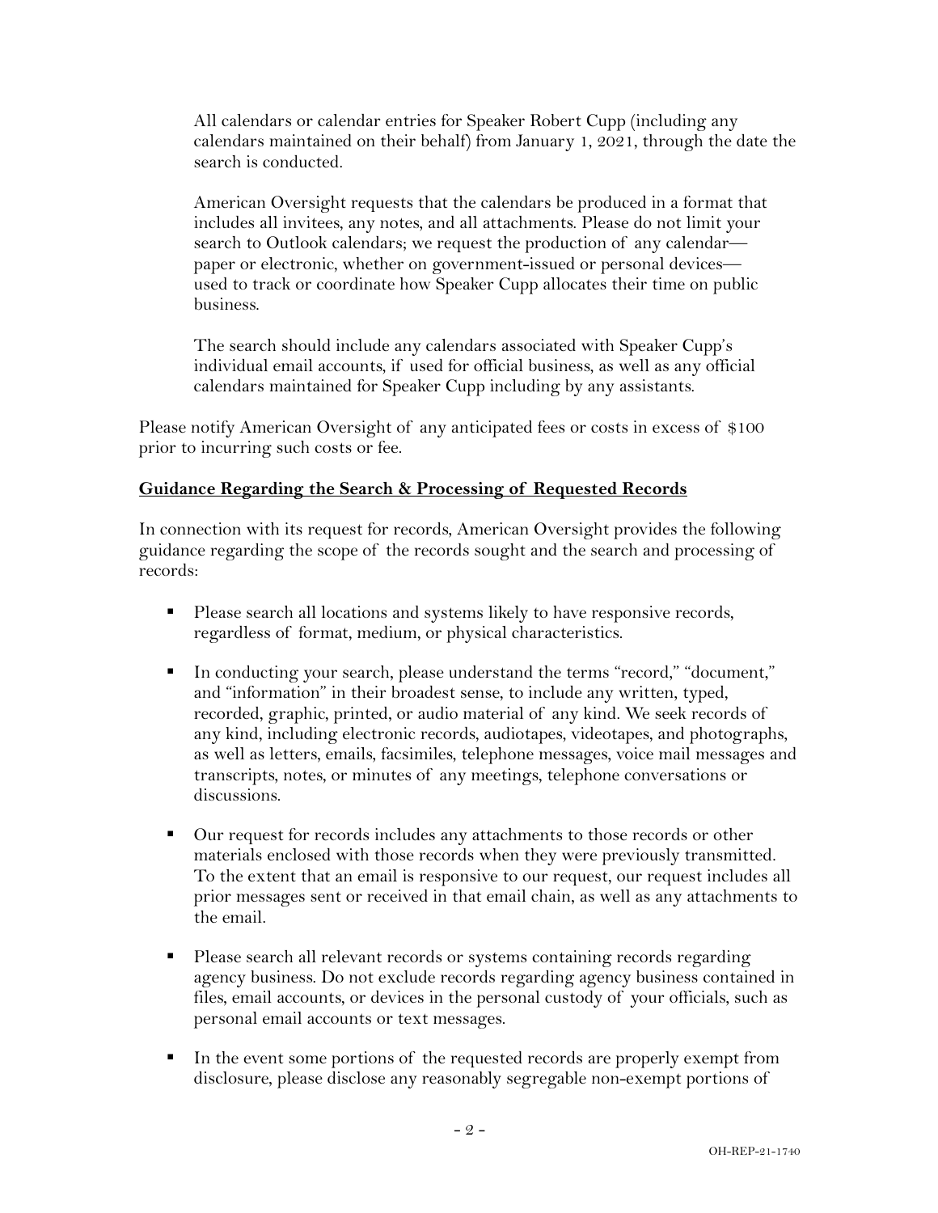All calendars or calendar entries for Speaker Robert Cupp (including any calendars maintained on their behalf) from January 1, 2021, through the date the search is conducted.

American Oversight requests that the calendars be produced in a format that includes all invitees, any notes, and all attachments. Please do not limit your search to Outlook calendars; we request the production of any calendar—paper or electronic, whether on government-issued or personal devices—used to track or coordinate how Speaker Cupp allocates their time on public business.

The search should include any calendars associated with Speaker Cupp's individual email accounts, if used for official business, as well as any official calendars maintained for Speaker Cupp including by any assistants.

Please notify American Oversight of any anticipated fees or costs in excess of $100 prior to incurring such costs or fee.

**Guidance Regarding the Search & Processing of Requested Records**

In connection with its request for records, American Oversight provides the following guidance regarding the scope of the records sought and the search and processing of records:

- Please search all locations and systems likely to have responsive records, regardless of format, medium, or physical characteristics.

- In conducting your search, please understand the terms "record," "document," and "information" in their broadest sense, to include any written, typed, recorded, graphic, printed, or audio material of any kind. We seek records of any kind, including electronic records, audiotapes, videotapes, and photographs, as well as letters, emails, facsimiles, telephone messages, voice mail messages and transcripts, notes, or minutes of any meetings, telephone conversations or discussions.

- Our request for records includes any attachments to those records or other materials enclosed with those records when they were previously transmitted. To the extent that an email is responsive to our request, our request includes all prior messages sent or received in that email chain, as well as any attachments to the email.

- Please search all relevant records or systems containing records regarding agency business. Do not exclude records regarding agency business contained in files, email accounts, or devices in the personal custody of your officials, such as personal email accounts or text messages.

- In the event some portions of the requested records are properly exempt from disclosure, please disclose any reasonably segregable non-exempt portions of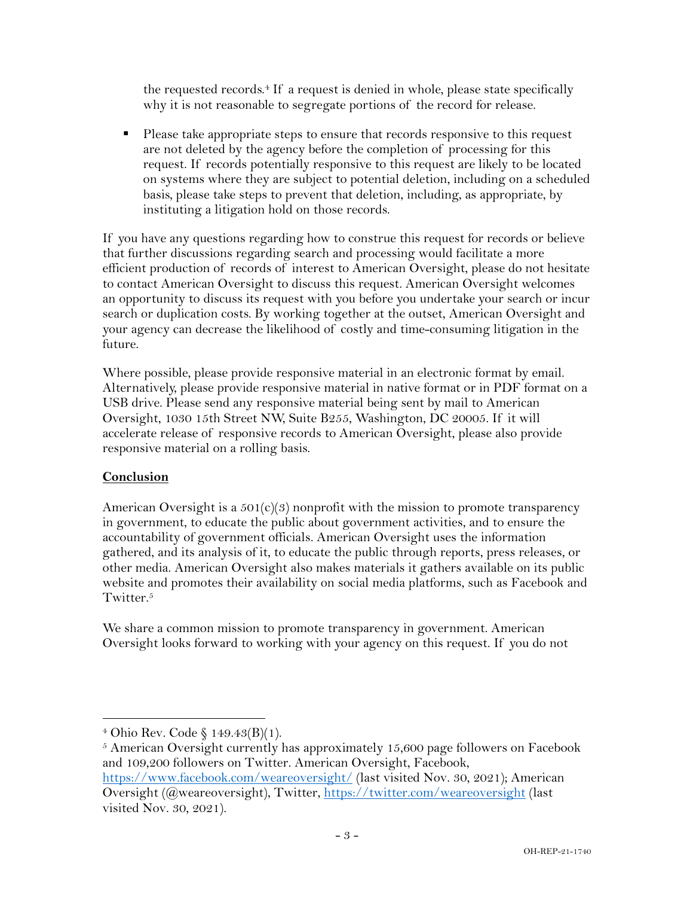the requested records.[4] If a request is denied in whole, please state specifically why it is not reasonable to segregate portions of the record for release.

- Please take appropriate steps to ensure that records responsive to this request are not deleted by the agency before the completion of processing for this request. If records potentially responsive to this request are likely to be located on systems where they are subject to potential deletion, including on a scheduled basis, please take steps to prevent that deletion, including, as appropriate, by instituting a litigation hold on those records.

If you have any questions regarding how to construe this request for records or believe that further discussions regarding search and processing would facilitate a more efficient production of records of interest to American Oversight, please do not hesitate to contact American Oversight to discuss this request. American Oversight welcomes an opportunity to discuss its request with you before you undertake your search or incur search or duplication costs. By working together at the outset, American Oversight and your agency can decrease the likelihood of costly and time-consuming litigation in the future.

Where possible, please provide responsive material in an electronic format by email. Alternatively, please provide responsive material in native format or in PDF format on a USB drive. Please send any responsive material being sent by mail to American Oversight, 1030 15th Street NW, Suite B255, Washington, DC 20005. If it will accelerate release of responsive records to American Oversight, please also provide responsive material on a rolling basis.

**Conclusion**

American Oversight is a 501(c)(3) nonprofit with the mission to promote transparency in government, to educate the public about government activities, and to ensure the accountability of government officials. American Oversight uses the information gathered, and its analysis of it, to educate the public through reports, press releases, or other media. American Oversight also makes materials it gathers available on its public website and promotes their availability on social media platforms, such as Facebook and Twitter.[5]

We share a common mission to promote transparency in government. American Oversight looks forward to working with your agency on this request. If you do not

---

[4] Ohio Rev. Code § 149.43(B)(1).

[5] American Oversight currently has approximately 15,600 page followers on Facebook and 109,200 followers on Twitter. American Oversight, Facebook, https://www.facebook.com/weareoversight/ (last visited Nov. 30, 2021); American Oversight (@weareoversight), Twitter, https://twitter.com/weareoversight (last visited Nov. 30, 2021).

OH-REP-21-1740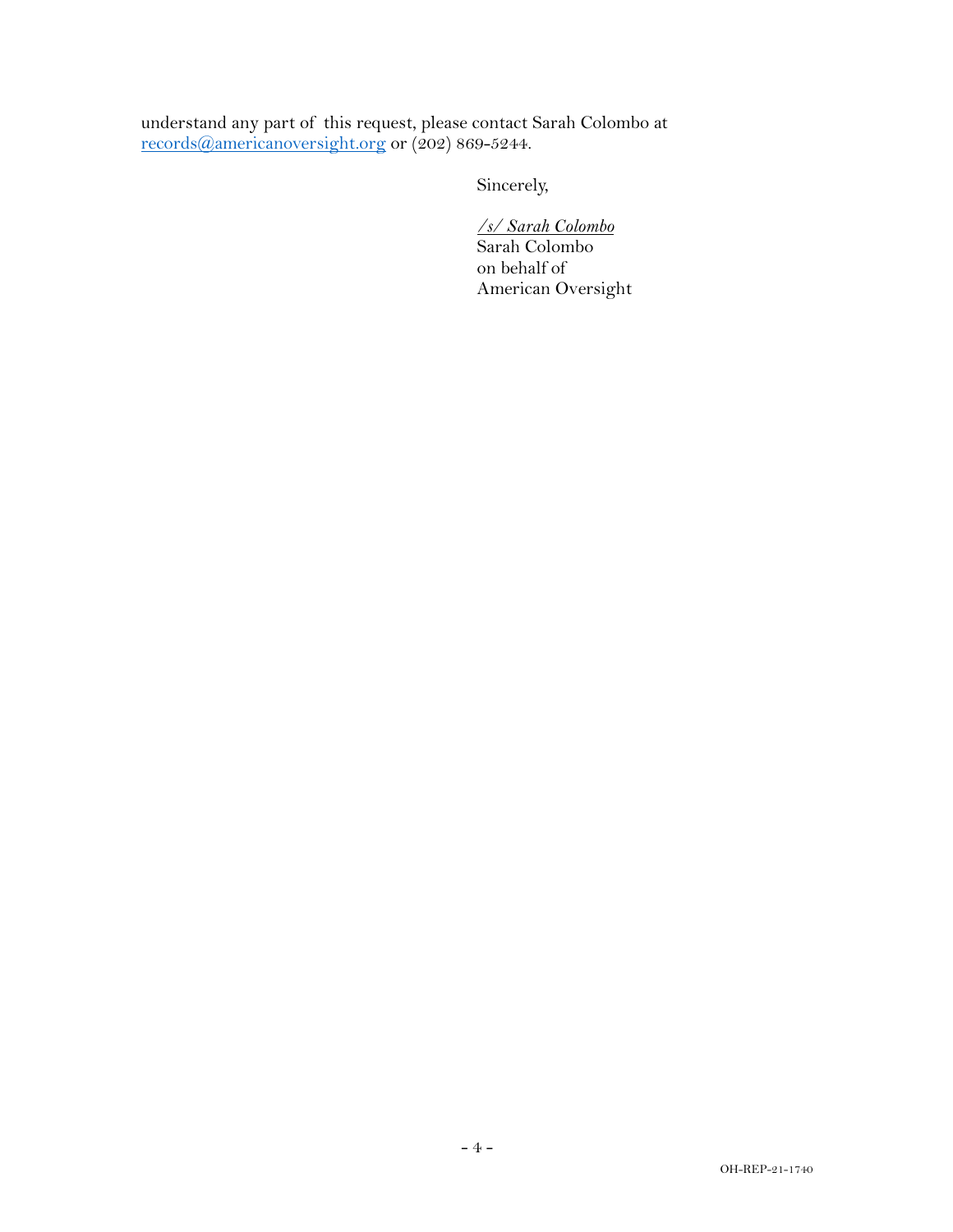understand any part of this request, please contact Sarah Colombo at records@americanoversight.org or (202) 869-5244.

Sincerely,

*/s/ Sarah Colombo*
Sarah Colombo
on behalf of
American Oversight